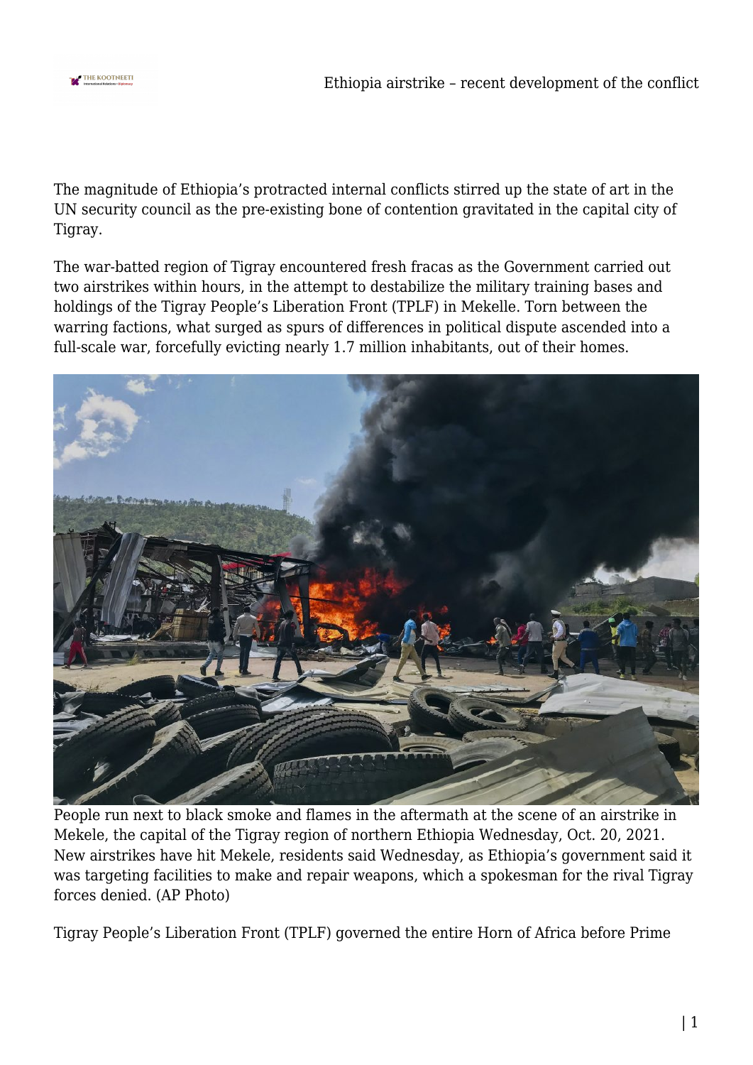The magnitude of Ethiopia's protracted internal conflicts stirred up the state of art in the UN security council as the pre-existing bone of contention gravitated in the capital city of Tigray.

The war-batted region of Tigray encountered fresh fracas as the Government carried out two airstrikes within hours, in the attempt to destabilize the military training bases and holdings of the Tigray People's Liberation Front (TPLF) in Mekelle. Torn between the warring factions, what surged as spurs of differences in political dispute ascended into a full-scale war, forcefully evicting nearly 1.7 million inhabitants, out of their homes.

People run next to black smoke and flames in the aftermath at the scene of an airstrike in Mekele, the capital of the Tigray region of northern Ethiopia Wednesday, Oct. 20, 2021. New airstrikes have hit Mekele, residents said Wednesday, as Ethiopia's government said it was targeting facilities to make and repair weapons, which a spokesman for the rival Tigray forces denied. (AP Photo)

Tigray People's Liberation Front (TPLF) governed the entire Horn of Africa before Prime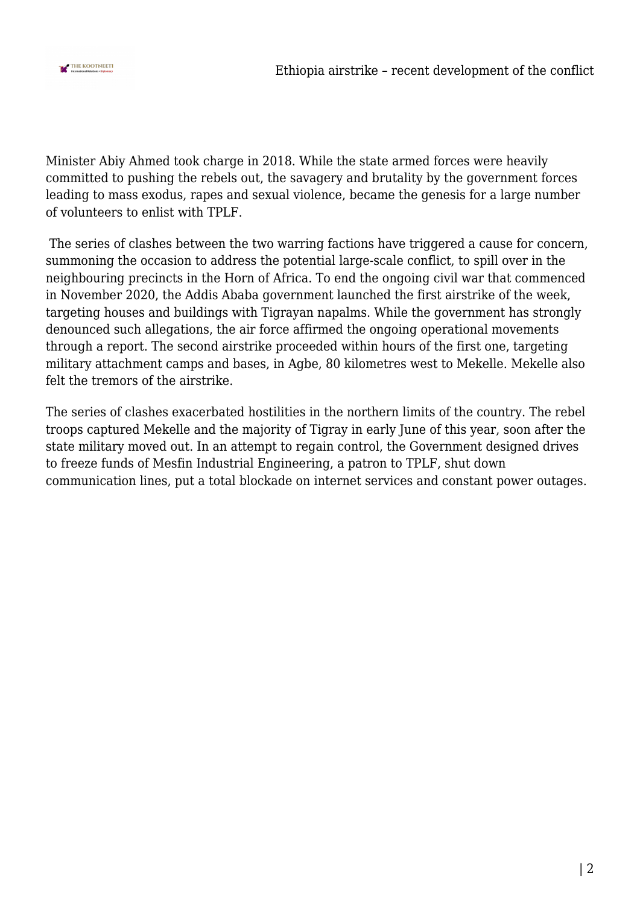Minister Abiy Ahmed took charge in 2018. While the state armed forces were heavily committed to pushing the rebels out, the savagery and brutality by the government forces leading to mass exodus, rapes and sexual violence, became the genesis for a large number of volunteers to enlist with TPLF.

The series of clashes between the two warring factions have triggered a cause for concern, summoning the occasion to address the potential large-scale conflict, to spill over in the neighbouring precincts in the Horn of Africa. To end the ongoing civil war that commenced in November 2020, the Addis Ababa government launched the first airstrike of the week, targeting houses and buildings with Tigrayan napalms. While the government has strongly denounced such allegations, the air force affirmed the ongoing operational movements through a report. The second airstrike proceeded within hours of the first one, targeting military attachment camps and bases, in Agbe, 80 kilometres west to Mekelle. Mekelle also felt the tremors of the airstrike.

The series of clashes exacerbated hostilities in the northern limits of the country. The rebel troops captured Mekelle and the majority of Tigray in early June of this year, soon after the state military moved out. In an attempt to regain control, the Government designed drives to freeze funds of Mesfin Industrial Engineering, a patron to TPLF, shut down communication lines, put a total blockade on internet services and constant power outages.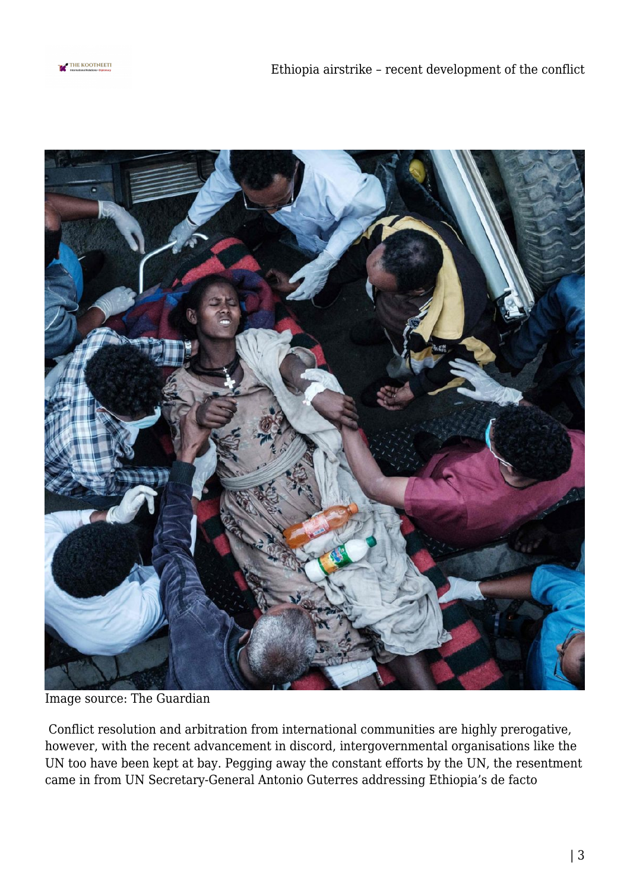Image source: The Guardian

Conflict resolution and arbitration from international communities are highly prerogative, however, with the recent advancement in discord, intergovernmental organisations like the UN too have been kept at bay. Pegging away the constant efforts by the UN, the resentment came in from UN Secretary-General Antonio Guterres addressing Ethiopia's de facto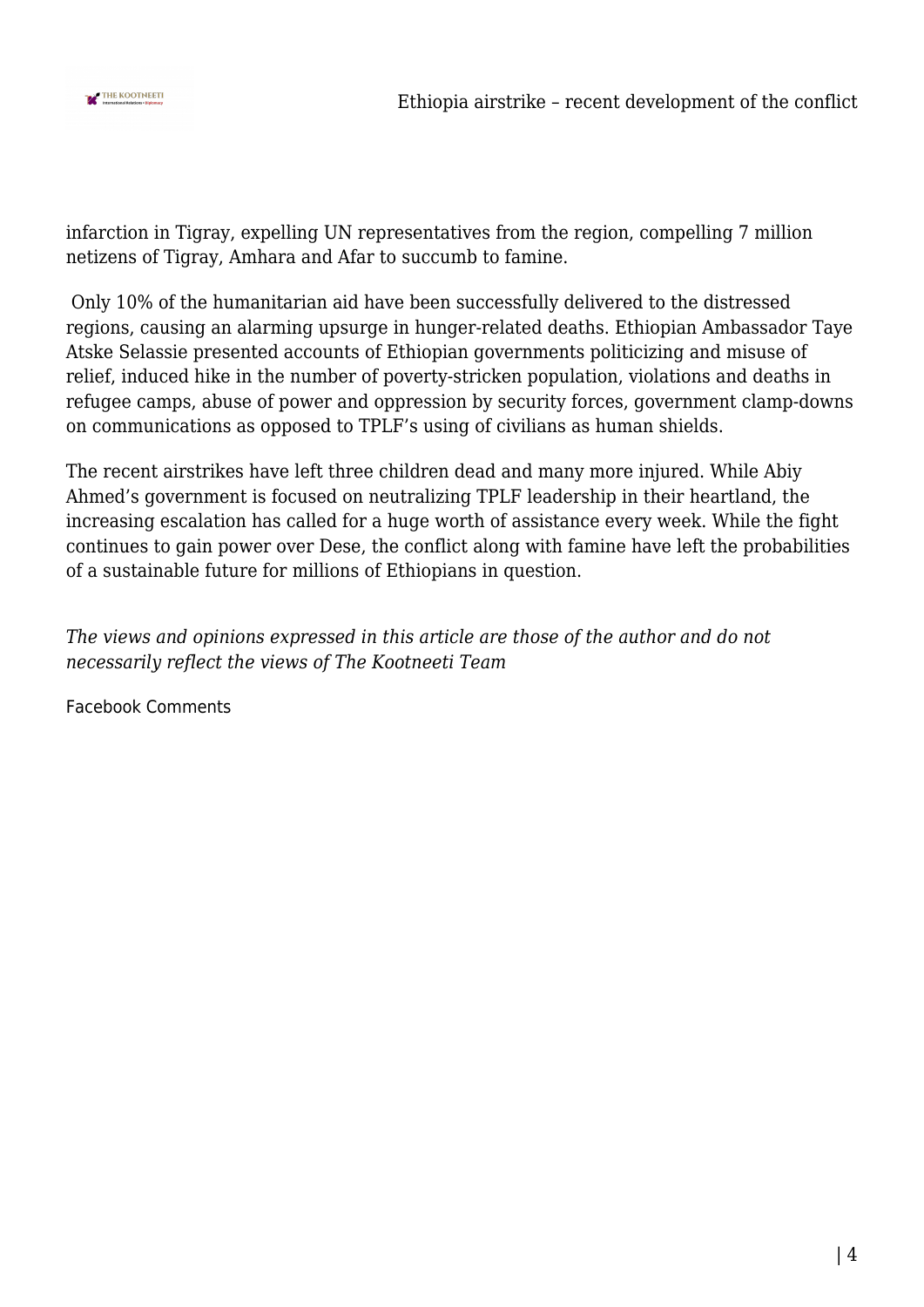infarction in Tigray, expelling UN representatives from the region, compelling 7 million netizens of Tigray, Amhara and Afar to succumb to famine.

Only 10% of the humanitarian aid have been successfully delivered to the distressed regions, causing an alarming upsurge in hunger-related deaths. Ethiopian Ambassador Taye Atske Selassie presented accounts of Ethiopian governments politicizing and misuse of relief, induced hike in the number of poverty-stricken population, violations and deaths in refugee camps, abuse of power and oppression by security forces, government clamp-downs on communications as opposed to TPLF's using of civilians as human shields.

The recent airstrikes have left three children dead and many more injured. While Abiy Ahmed's government is focused on neutralizing TPLF leadership in their heartland, the increasing escalation has called for a huge worth of assistance every week. While the fight continues to gain power over Dese, the conflict along with famine have left the probabilities of a sustainable future for millions of Ethiopians in question.

*The views and opinions expressed in this article are those of the author and do not necessarily reflect the views of The Kootneeti Team*

Facebook Comments